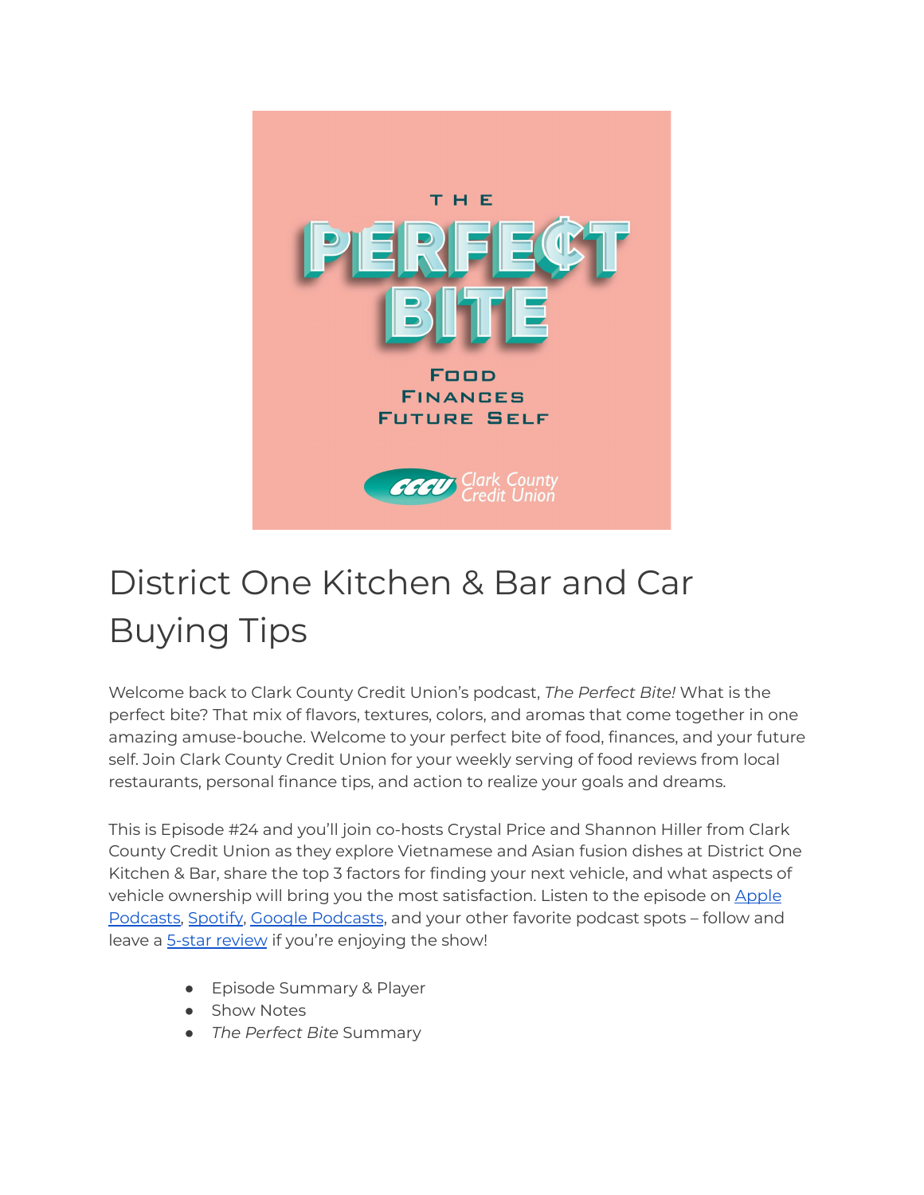# District One Kitchen & Bar and Car Buying Tips

Welcome back to Clark County Credit Union's podcast, *The Perfect Bite!* What is the perfect bite? That mix of flavors, textures, colors, and aromas that come together in one amazing amuse-bouche. Welcome to your perfect bite of food, finances, and your future self. Join Clark County Credit Union for your weekly serving of food reviews from local restaurants, personal finance tips, and action to realize your goals and dreams.

This is Episode #24 and you'll join co-hosts Crystal Price and Shannon Hiller from Clark County Credit Union as they explore Vietnamese and Asian fusion dishes at District One Kitchen & Bar, share the top 3 factors for finding your next vehicle, and what aspects of vehicle ownership will bring you the most satisfaction. Listen to the episode on Apple Podcasts, Spotify, Google Podcasts, and your other favorite podcast spots – follow and leave a 5-star review if you're enjoying the show!

- Episode Summary & Player
- Show Notes
- *The Perfect Bite* Summary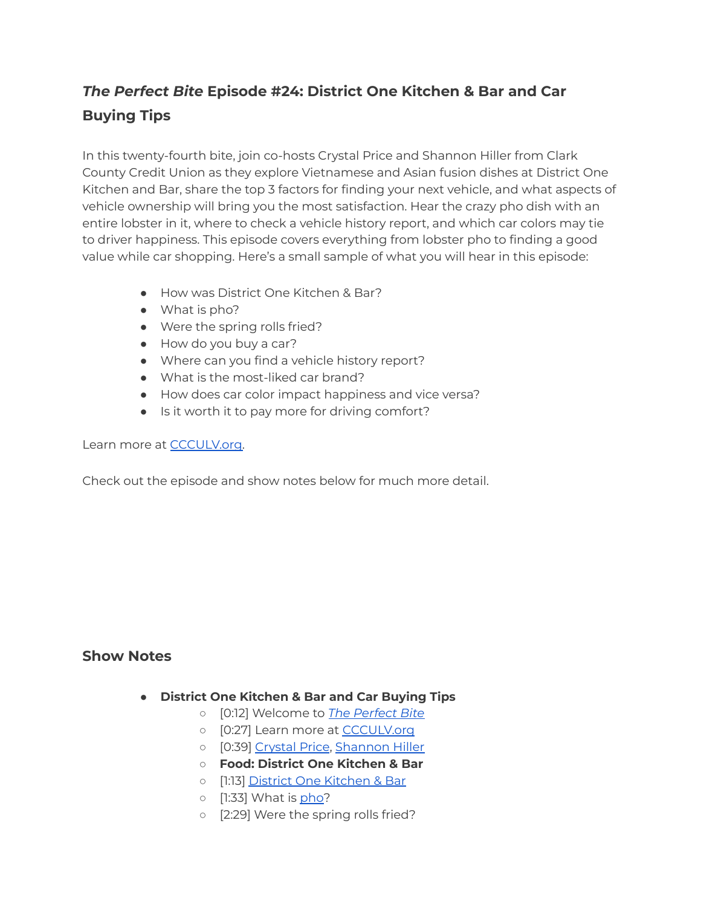## *The Perfect Bite* Episode #24: District One Kitchen & Bar and Car Buying Tips

In this twenty-fourth bite, join co-hosts Crystal Price and Shannon Hiller from Clark County Credit Union as they explore Vietnamese and Asian fusion dishes at District One Kitchen and Bar, share the top 3 factors for finding your next vehicle, and what aspects of vehicle ownership will bring you the most satisfaction. Hear the crazy pho dish with an entire lobster in it, where to check a vehicle history report, and which car colors may tie to driver happiness. This episode covers everything from lobster pho to finding a good value while car shopping. Here's a small sample of what you will hear in this episode:

- How was District One Kitchen & Bar?
- What is pho?
- Were the spring rolls fried?
- How do you buy a car?
- Where can you find a vehicle history report?
- What is the most-liked car brand?
- How does car color impact happiness and vice versa?
- Is it worth it to pay more for driving comfort?

Learn more at [CCCULV.org](CCCULV.org).

Check out the episode and show notes below for much more detail.

### Show Notes

- **District One Kitchen & Bar and Car Buying Tips**
  - [0:12] Welcome to *[The Perfect Bite](The Perfect Bite)*
  - [0:27] Learn more at [CCCULV.org](CCCULV.org)
  - [0:39] [Crystal Price](Crystal Price), [Shannon Hiller](Shannon Hiller)
  - **Food: District One Kitchen & Bar**
  - [1:13] [District One Kitchen & Bar](District One Kitchen & Bar)
  - [1:33] What is [pho](pho)?
  - [2:29] Were the spring rolls fried?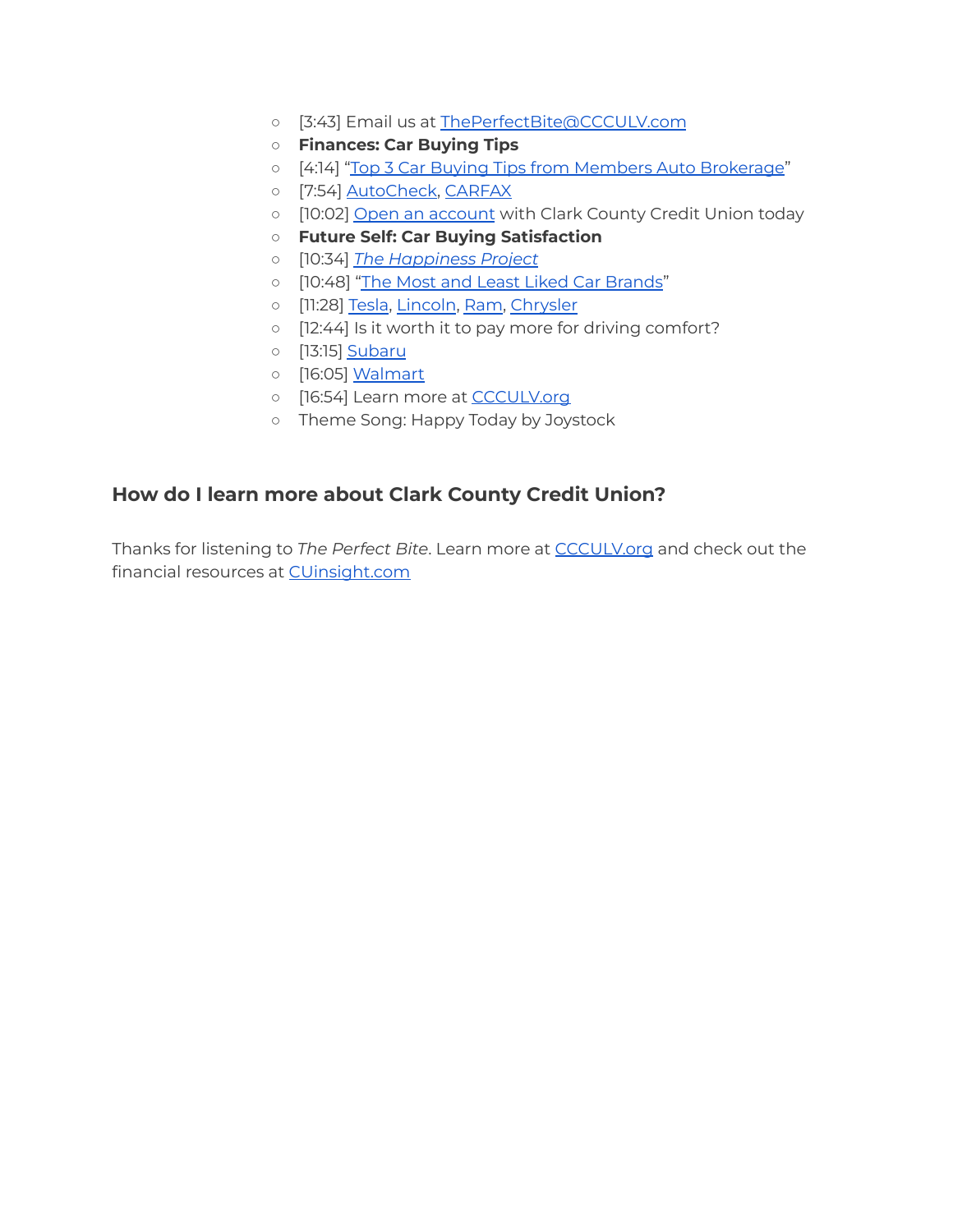- [3:43] Email us at ThePerfectBite@CCCULV.com
- **Finances: Car Buying Tips**
- [4:14] "Top 3 Car Buying Tips from Members Auto Brokerage"
- [7:54] AutoCheck, CARFAX
- [10:02] Open an account with Clark County Credit Union today
- **Future Self: Car Buying Satisfaction**
- [10:34] *The Happiness Project*
- [10:48] "The Most and Least Liked Car Brands"
- [11:28] Tesla, Lincoln, Ram, Chrysler
- [12:44] Is it worth it to pay more for driving comfort?
- [13:15] Subaru
- [16:05] Walmart
- [16:54] Learn more at CCCULV.org
- Theme Song: Happy Today by Joystock

## How do I learn more about Clark County Credit Union?

Thanks for listening to *The Perfect Bite*. Learn more at CCCULV.org and check out the financial resources at CUinsight.com